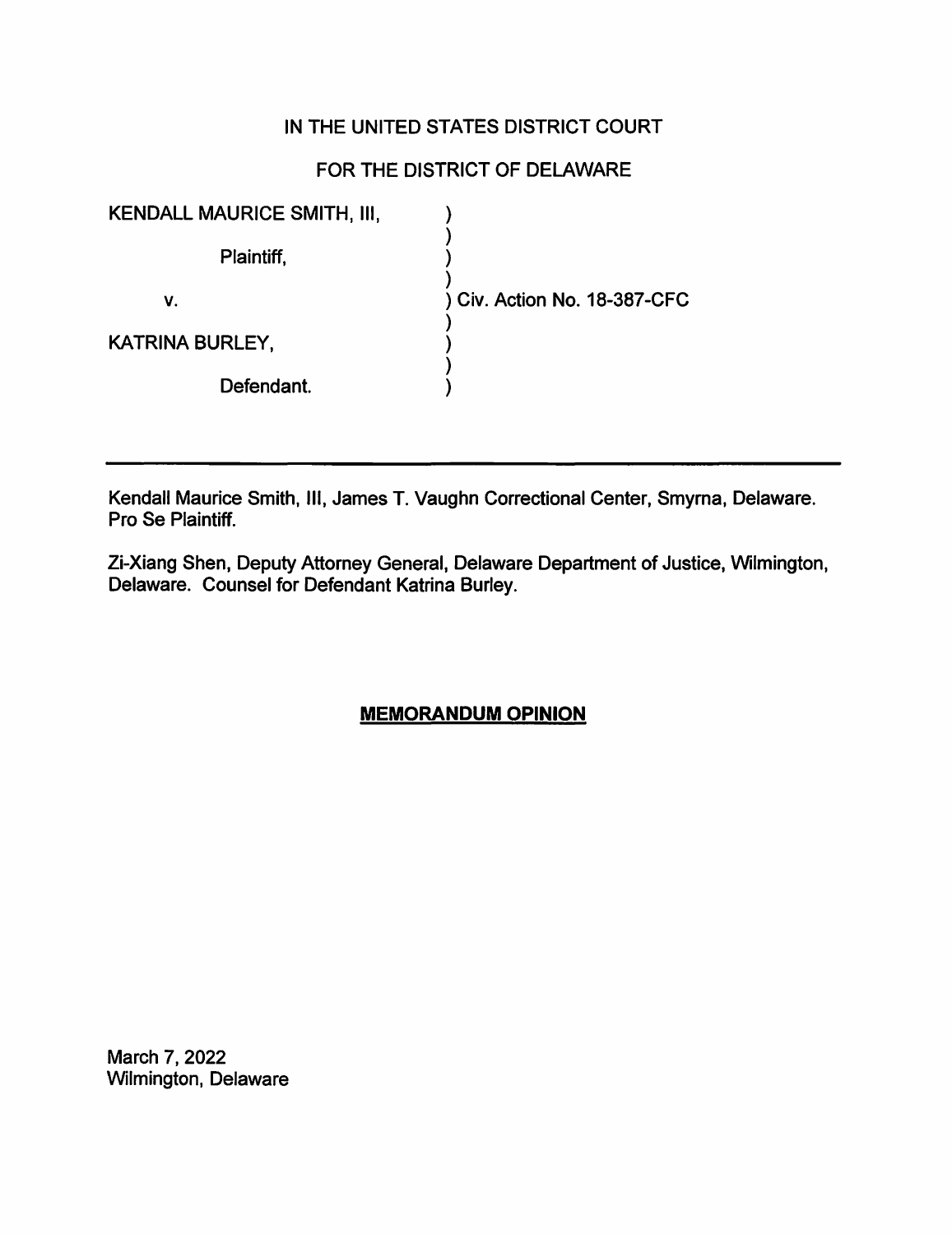IN THE UNITED STATES DISTRICT COURT

FOR THE DISTRICT OF DELAWARE

| | | |
|---|---|---|
| KENDALL MAURICE SMITH, III, | ) | |
| | ) | |
| Plaintiff, | ) | |
| | ) | |
| v. | ) | Civ. Action No. 18-387-CFC |
| | ) | |
| KATRINA BURLEY, | ) | |
| | ) | |
| Defendant. | ) | |

---

Kendall Maurice Smith, III, James T. Vaughn Correctional Center, Smyrna, Delaware. Pro Se Plaintiff.

Zi-Xiang Shen, Deputy Attorney General, Delaware Department of Justice, Wilmington, Delaware. Counsel for Defendant Katrina Burley.

**MEMORANDUM OPINION**

March 7, 2022
Wilmington, Delaware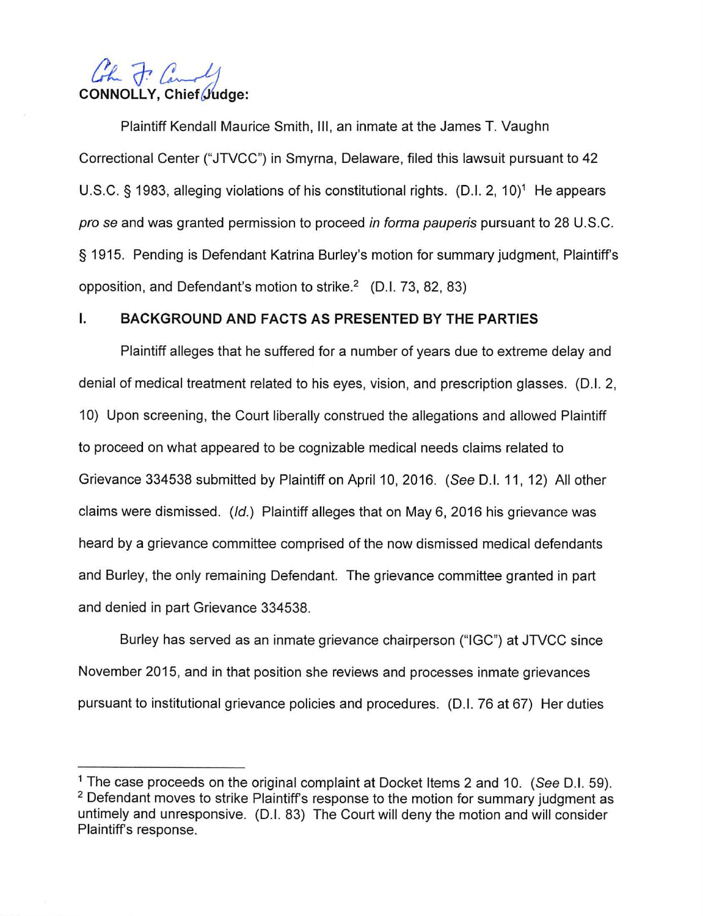**CONNOLLY, Chief Judge:**

Plaintiff Kendall Maurice Smith, III, an inmate at the James T. Vaughn Correctional Center ("JTVCC") in Smyrna, Delaware, filed this lawsuit pursuant to 42 U.S.C. § 1983, alleging violations of his constitutional rights. (D.I. 2, 10)[1] He appears *pro se* and was granted permission to proceed *in forma pauperis* pursuant to 28 U.S.C. § 1915. Pending is Defendant Katrina Burley's motion for summary judgment, Plaintiff's opposition, and Defendant's motion to strike.[2] (D.I. 73, 82, 83)

## I. BACKGROUND AND FACTS AS PRESENTED BY THE PARTIES

Plaintiff alleges that he suffered for a number of years due to extreme delay and denial of medical treatment related to his eyes, vision, and prescription glasses. (D.I. 2, 10) Upon screening, the Court liberally construed the allegations and allowed Plaintiff to proceed on what appeared to be cognizable medical needs claims related to Grievance 334538 submitted by Plaintiff on April 10, 2016. (*See* D.I. 11, 12) All other claims were dismissed. (*Id.*) Plaintiff alleges that on May 6, 2016 his grievance was heard by a grievance committee comprised of the now dismissed medical defendants and Burley, the only remaining Defendant. The grievance committee granted in part and denied in part Grievance 334538.

Burley has served as an inmate grievance chairperson ("IGC") at JTVCC since November 2015, and in that position she reviews and processes inmate grievances pursuant to institutional grievance policies and procedures. (D.I. 76 at 67) Her duties

---

[1] The case proceeds on the original complaint at Docket Items 2 and 10. (*See* D.I. 59).

[2] Defendant moves to strike Plaintiff's response to the motion for summary judgment as untimely and unresponsive. (D.I. 83) The Court will deny the motion and will consider Plaintiff's response.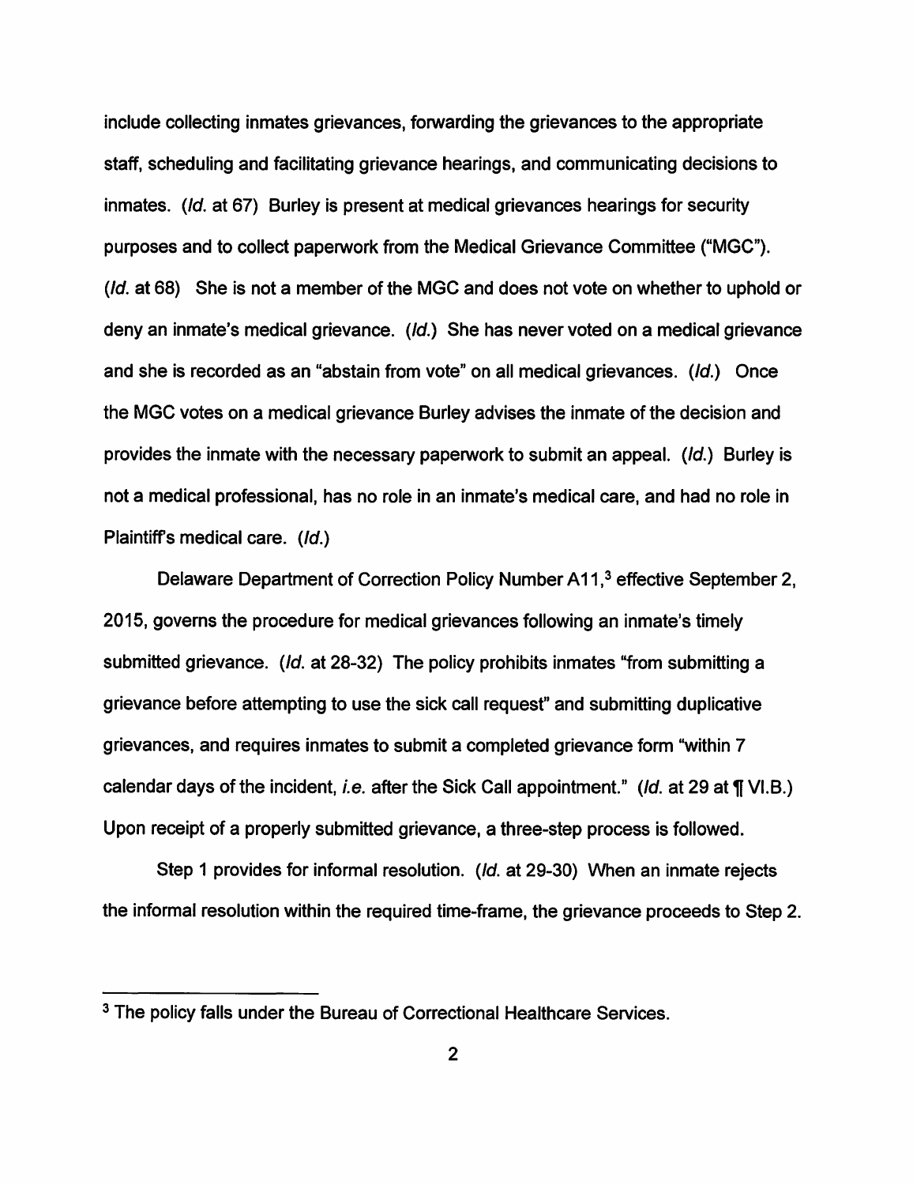include collecting inmates grievances, forwarding the grievances to the appropriate staff, scheduling and facilitating grievance hearings, and communicating decisions to inmates. (*Id.* at 67) Burley is present at medical grievances hearings for security purposes and to collect paperwork from the Medical Grievance Committee ("MGC"). (*Id.* at 68) She is not a member of the MGC and does not vote on whether to uphold or deny an inmate's medical grievance. (*Id.*) She has never voted on a medical grievance and she is recorded as an "abstain from vote" on all medical grievances. (*Id.*) Once the MGC votes on a medical grievance Burley advises the inmate of the decision and provides the inmate with the necessary paperwork to submit an appeal. (*Id.*) Burley is not a medical professional, has no role in an inmate's medical care, and had no role in Plaintiff's medical care. (*Id.*)

Delaware Department of Correction Policy Number A11,[3] effective September 2, 2015, governs the procedure for medical grievances following an inmate's timely submitted grievance. (*Id.* at 28-32) The policy prohibits inmates "from submitting a grievance before attempting to use the sick call request" and submitting duplicative grievances, and requires inmates to submit a completed grievance form "within 7 calendar days of the incident, *i.e.* after the Sick Call appointment." (*Id.* at 29 at ¶ VI.B.) Upon receipt of a properly submitted grievance, a three-step process is followed.

Step 1 provides for informal resolution. (*Id.* at 29-30) When an inmate rejects the informal resolution within the required time-frame, the grievance proceeds to Step 2.

---

[3] The policy falls under the Bureau of Correctional Healthcare Services.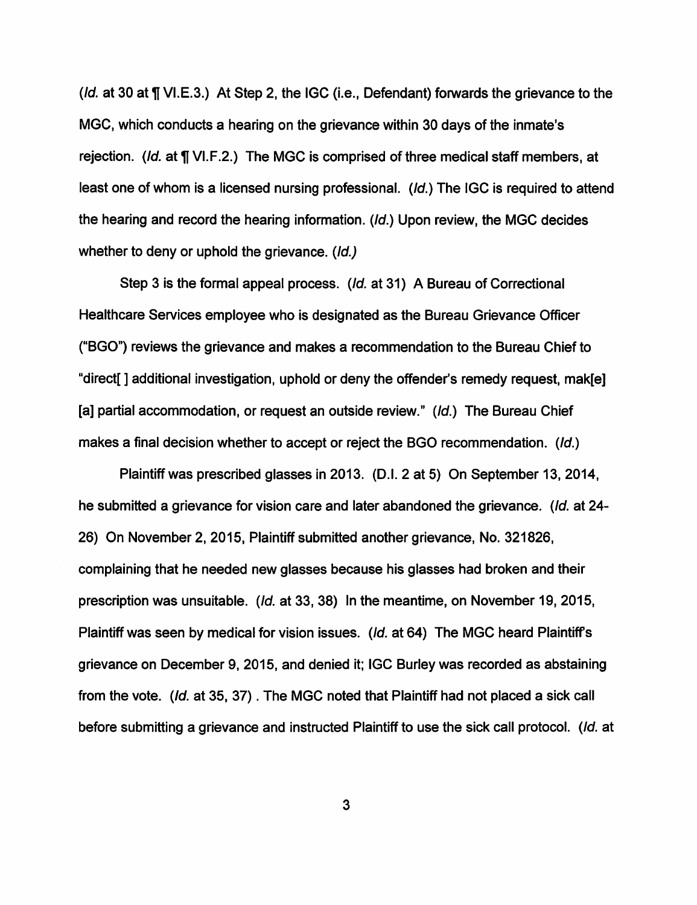(*Id.* at 30 at ¶ VI.E.3.) At Step 2, the IGC (i.e., Defendant) forwards the grievance to the MGC, which conducts a hearing on the grievance within 30 days of the inmate's rejection. (*Id.* at ¶ VI.F.2.) The MGC is comprised of three medical staff members, at least one of whom is a licensed nursing professional. (*Id.*) The IGC is required to attend the hearing and record the hearing information. (*Id.*) Upon review, the MGC decides whether to deny or uphold the grievance. (*Id.)*

Step 3 is the formal appeal process. (*Id.* at 31) A Bureau of Correctional Healthcare Services employee who is designated as the Bureau Grievance Officer ("BGO") reviews the grievance and makes a recommendation to the Bureau Chief to "direct[ ] additional investigation, uphold or deny the offender's remedy request, mak[e] [a] partial accommodation, or request an outside review." (*Id.*) The Bureau Chief makes a final decision whether to accept or reject the BGO recommendation. (*Id.*)

Plaintiff was prescribed glasses in 2013. (D.I. 2 at 5) On September 13, 2014, he submitted a grievance for vision care and later abandoned the grievance. (*Id.* at 24-26) On November 2, 2015, Plaintiff submitted another grievance, No. 321826, complaining that he needed new glasses because his glasses had broken and their prescription was unsuitable. (*Id.* at 33, 38) In the meantime, on November 19, 2015, Plaintiff was seen by medical for vision issues. (*Id.* at 64) The MGC heard Plaintiff's grievance on December 9, 2015, and denied it; IGC Burley was recorded as abstaining from the vote. (*Id.* at 35, 37) . The MGC noted that Plaintiff had not placed a sick call before submitting a grievance and instructed Plaintiff to use the sick call protocol. (*Id.* at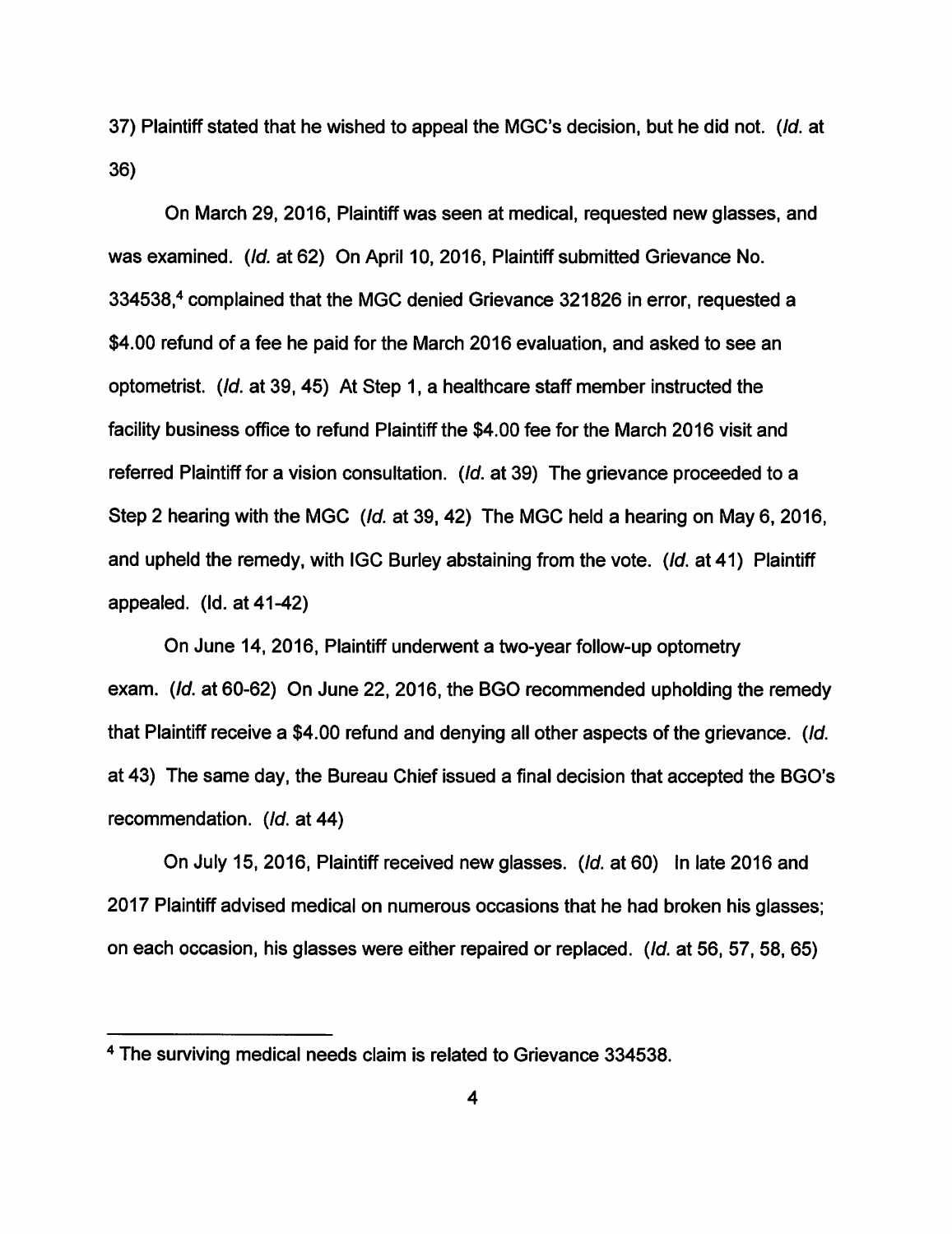37) Plaintiff stated that he wished to appeal the MGC's decision, but he did not. (*Id.* at 36)

On March 29, 2016, Plaintiff was seen at medical, requested new glasses, and was examined. (*Id.* at 62) On April 10, 2016, Plaintiff submitted Grievance No. 334538,[4] complained that the MGC denied Grievance 321826 in error, requested a $4.00 refund of a fee he paid for the March 2016 evaluation, and asked to see an optometrist. (*Id.* at 39, 45) At Step 1, a healthcare staff member instructed the facility business office to refund Plaintiff the $4.00 fee for the March 2016 visit and referred Plaintiff for a vision consultation. (*Id.* at 39) The grievance proceeded to a Step 2 hearing with the MGC (*Id.* at 39, 42) The MGC held a hearing on May 6, 2016, and upheld the remedy, with IGC Burley abstaining from the vote. (*Id.* at 41) Plaintiff appealed. (Id. at 41-42)

On June 14, 2016, Plaintiff underwent a two-year follow-up optometry exam. (*Id.* at 60-62) On June 22, 2016, the BGO recommended upholding the remedy that Plaintiff receive a $4.00 refund and denying all other aspects of the grievance. (*Id.* at 43) The same day, the Bureau Chief issued a final decision that accepted the BGO's recommendation. (*Id.* at 44)

On July 15, 2016, Plaintiff received new glasses. (*Id.* at 60) In late 2016 and 2017 Plaintiff advised medical on numerous occasions that he had broken his glasses; on each occasion, his glasses were either repaired or replaced. (*Id.* at 56, 57, 58, 65)

---

[4] The surviving medical needs claim is related to Grievance 334538.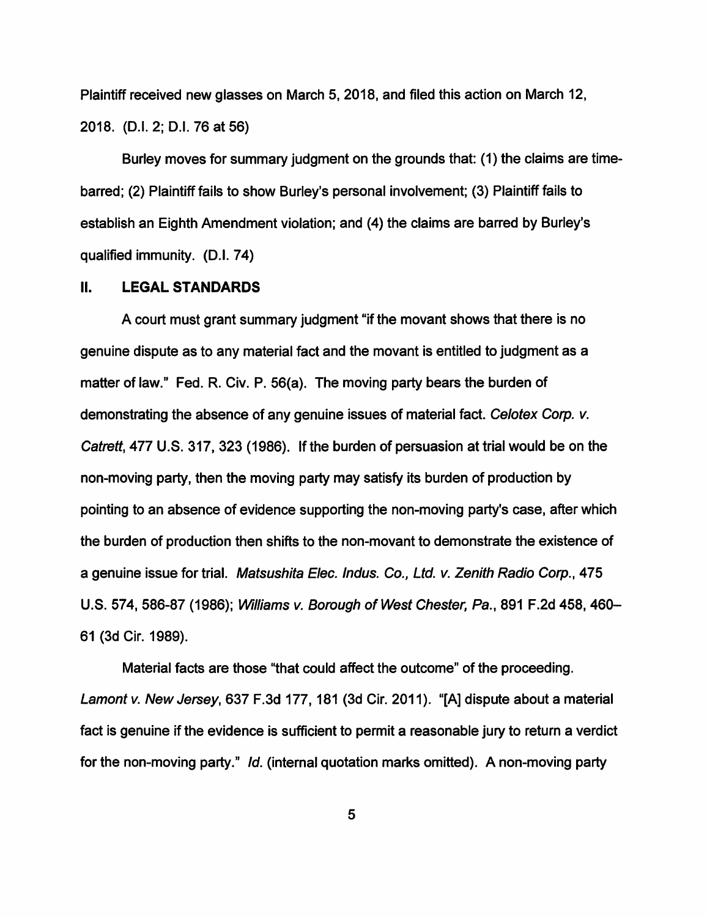Plaintiff received new glasses on March 5, 2018, and filed this action on March 12, 2018. (D.I. 2; D.I. 76 at 56)

Burley moves for summary judgment on the grounds that: (1) the claims are time-barred; (2) Plaintiff fails to show Burley's personal involvement; (3) Plaintiff fails to establish an Eighth Amendment violation; and (4) the claims are barred by Burley's qualified immunity. (D.I. 74)

## II. LEGAL STANDARDS

A court must grant summary judgment "if the movant shows that there is no genuine dispute as to any material fact and the movant is entitled to judgment as a matter of law." Fed. R. Civ. P. 56(a). The moving party bears the burden of demonstrating the absence of any genuine issues of material fact. *Celotex Corp. v. Catrett*, 477 U.S. 317, 323 (1986). If the burden of persuasion at trial would be on the non-moving party, then the moving party may satisfy its burden of production by pointing to an absence of evidence supporting the non-moving party's case, after which the burden of production then shifts to the non-movant to demonstrate the existence of a genuine issue for trial. *Matsushita Elec. Indus. Co., Ltd. v. Zenith Radio Corp.*, 475 U.S. 574, 586-87 (1986); *Williams v. Borough of West Chester, Pa.*, 891 F.2d 458, 460–61 (3d Cir. 1989).

Material facts are those "that could affect the outcome" of the proceeding. *Lamont v. New Jersey*, 637 F.3d 177, 181 (3d Cir. 2011). "[A] dispute about a material fact is genuine if the evidence is sufficient to permit a reasonable jury to return a verdict for the non-moving party." *Id.* (internal quotation marks omitted). A non-moving party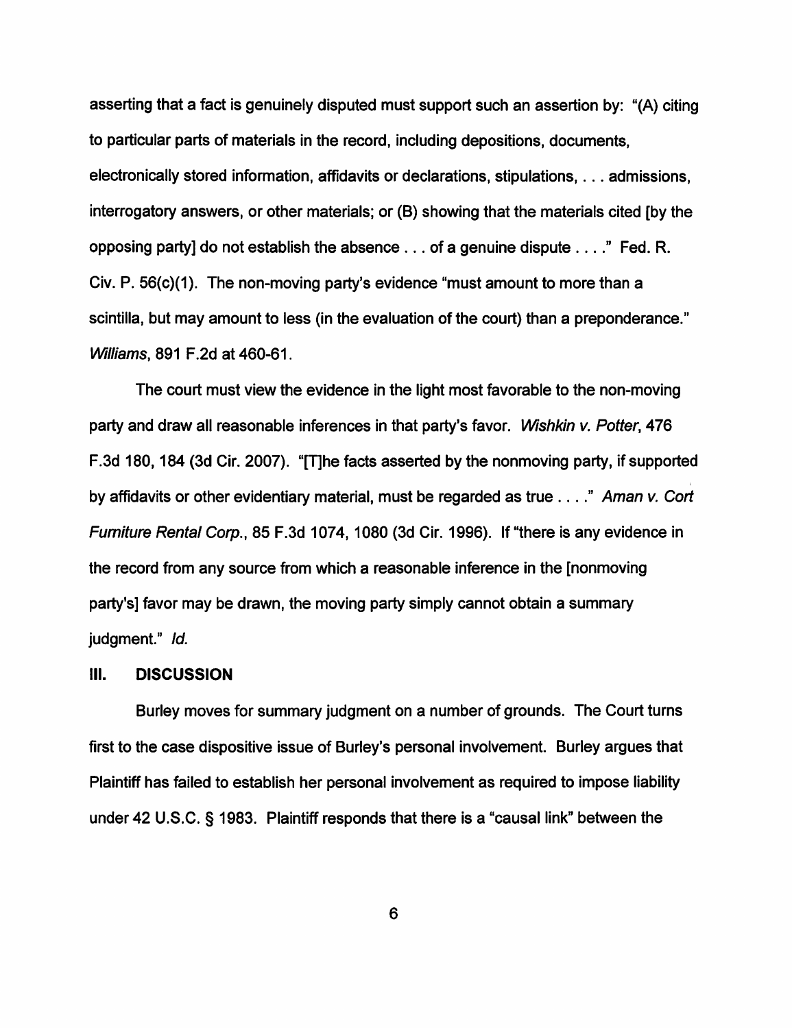asserting that a fact is genuinely disputed must support such an assertion by: "(A) citing to particular parts of materials in the record, including depositions, documents, electronically stored information, affidavits or declarations, stipulations, . . . admissions, interrogatory answers, or other materials; or (B) showing that the materials cited [by the opposing party] do not establish the absence . . . of a genuine dispute . . . ." Fed. R. Civ. P. 56(c)(1). The non-moving party's evidence "must amount to more than a scintilla, but may amount to less (in the evaluation of the court) than a preponderance." *Williams*, 891 F.2d at 460-61.

The court must view the evidence in the light most favorable to the non-moving party and draw all reasonable inferences in that party's favor. *Wishkin v. Potter*, 476 F.3d 180, 184 (3d Cir. 2007). "[T]he facts asserted by the nonmoving party, if supported by affidavits or other evidentiary material, must be regarded as true . . . ." *Aman v. Cort Furniture Rental Corp.*, 85 F.3d 1074, 1080 (3d Cir. 1996). If "there is any evidence in the record from any source from which a reasonable inference in the [nonmoving party's] favor may be drawn, the moving party simply cannot obtain a summary judgment." *Id.*

## III. DISCUSSION

Burley moves for summary judgment on a number of grounds. The Court turns first to the case dispositive issue of Burley's personal involvement. Burley argues that Plaintiff has failed to establish her personal involvement as required to impose liability under 42 U.S.C. § 1983. Plaintiff responds that there is a "causal link" between the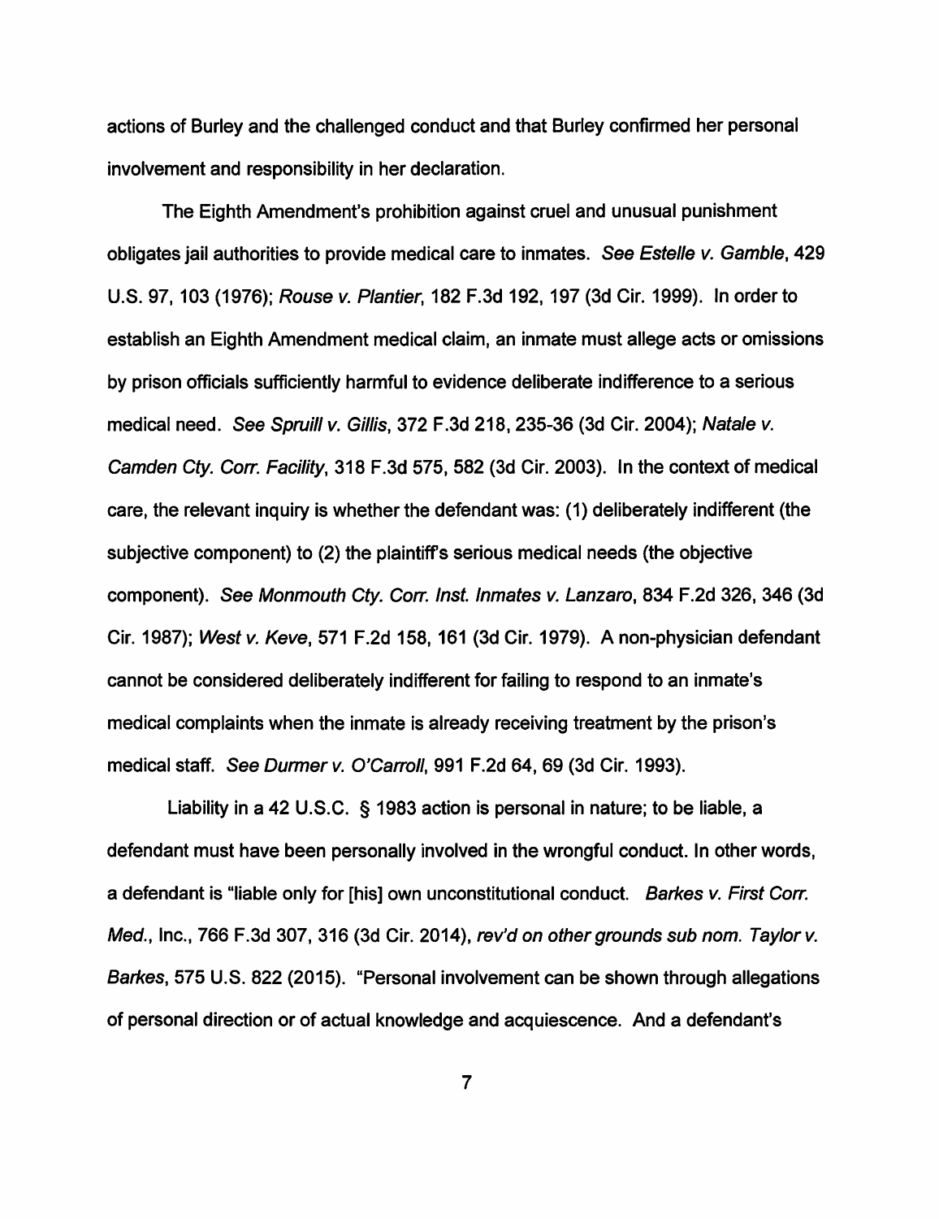actions of Burley and the challenged conduct and that Burley confirmed her personal involvement and responsibility in her declaration.

The Eighth Amendment's prohibition against cruel and unusual punishment obligates jail authorities to provide medical care to inmates. *See Estelle v. Gamble*, 429 U.S. 97, 103 (1976); *Rouse v. Plantier*, 182 F.3d 192, 197 (3d Cir. 1999). In order to establish an Eighth Amendment medical claim, an inmate must allege acts or omissions by prison officials sufficiently harmful to evidence deliberate indifference to a serious medical need. *See Spruill v. Gillis*, 372 F.3d 218, 235-36 (3d Cir. 2004); *Natale v. Camden Cty. Corr. Facility*, 318 F.3d 575, 582 (3d Cir. 2003). In the context of medical care, the relevant inquiry is whether the defendant was: (1) deliberately indifferent (the subjective component) to (2) the plaintiff's serious medical needs (the objective component). *See Monmouth Cty. Corr. Inst. Inmates v. Lanzaro*, 834 F.2d 326, 346 (3d Cir. 1987); *West v. Keve*, 571 F.2d 158, 161 (3d Cir. 1979). A non-physician defendant cannot be considered deliberately indifferent for failing to respond to an inmate's medical complaints when the inmate is already receiving treatment by the prison's medical staff. *See Durmer v. O'Carroll*, 991 F.2d 64, 69 (3d Cir. 1993).

Liability in a 42 U.S.C. § 1983 action is personal in nature; to be liable, a defendant must have been personally involved in the wrongful conduct. In other words, a defendant is "liable only for [his] own unconstitutional conduct. *Barkes v. First Corr. Med.*, Inc., 766 F.3d 307, 316 (3d Cir. 2014), *rev'd on other grounds sub nom. Taylor v. Barkes*, 575 U.S. 822 (2015). "Personal involvement can be shown through allegations of personal direction or of actual knowledge and acquiescence. And a defendant's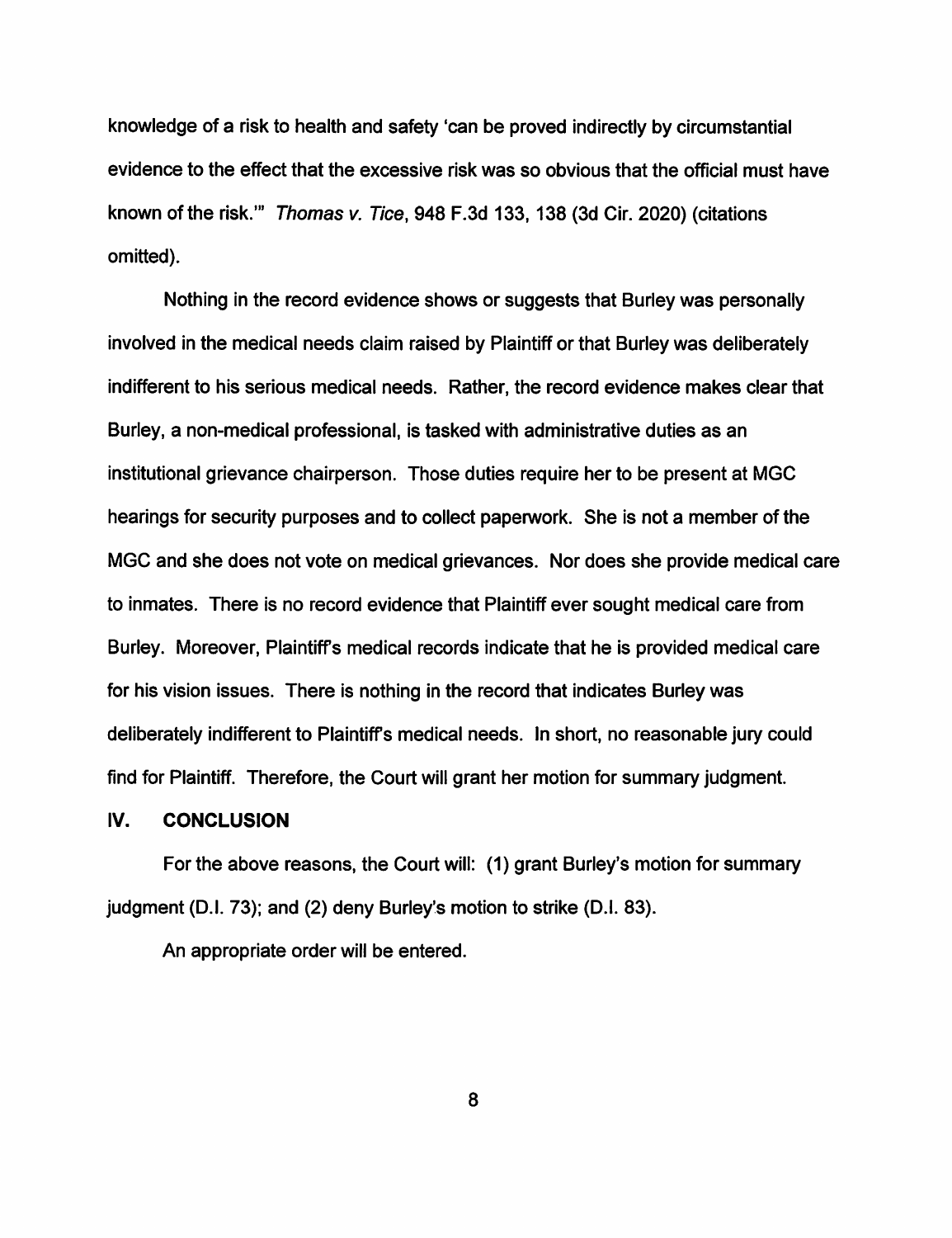knowledge of a risk to health and safety 'can be proved indirectly by circumstantial evidence to the effect that the excessive risk was so obvious that the official must have known of the risk.'" *Thomas v. Tice*, 948 F.3d 133, 138 (3d Cir. 2020) (citations omitted).

Nothing in the record evidence shows or suggests that Burley was personally involved in the medical needs claim raised by Plaintiff or that Burley was deliberately indifferent to his serious medical needs. Rather, the record evidence makes clear that Burley, a non-medical professional, is tasked with administrative duties as an institutional grievance chairperson. Those duties require her to be present at MGC hearings for security purposes and to collect paperwork. She is not a member of the MGC and she does not vote on medical grievances. Nor does she provide medical care to inmates. There is no record evidence that Plaintiff ever sought medical care from Burley. Moreover, Plaintiff's medical records indicate that he is provided medical care for his vision issues. There is nothing in the record that indicates Burley was deliberately indifferent to Plaintiff's medical needs. In short, no reasonable jury could find for Plaintiff. Therefore, the Court will grant her motion for summary judgment.

## IV. CONCLUSION

For the above reasons, the Court will: (1) grant Burley's motion for summary judgment (D.I. 73); and (2) deny Burley's motion to strike (D.I. 83).

An appropriate order will be entered.